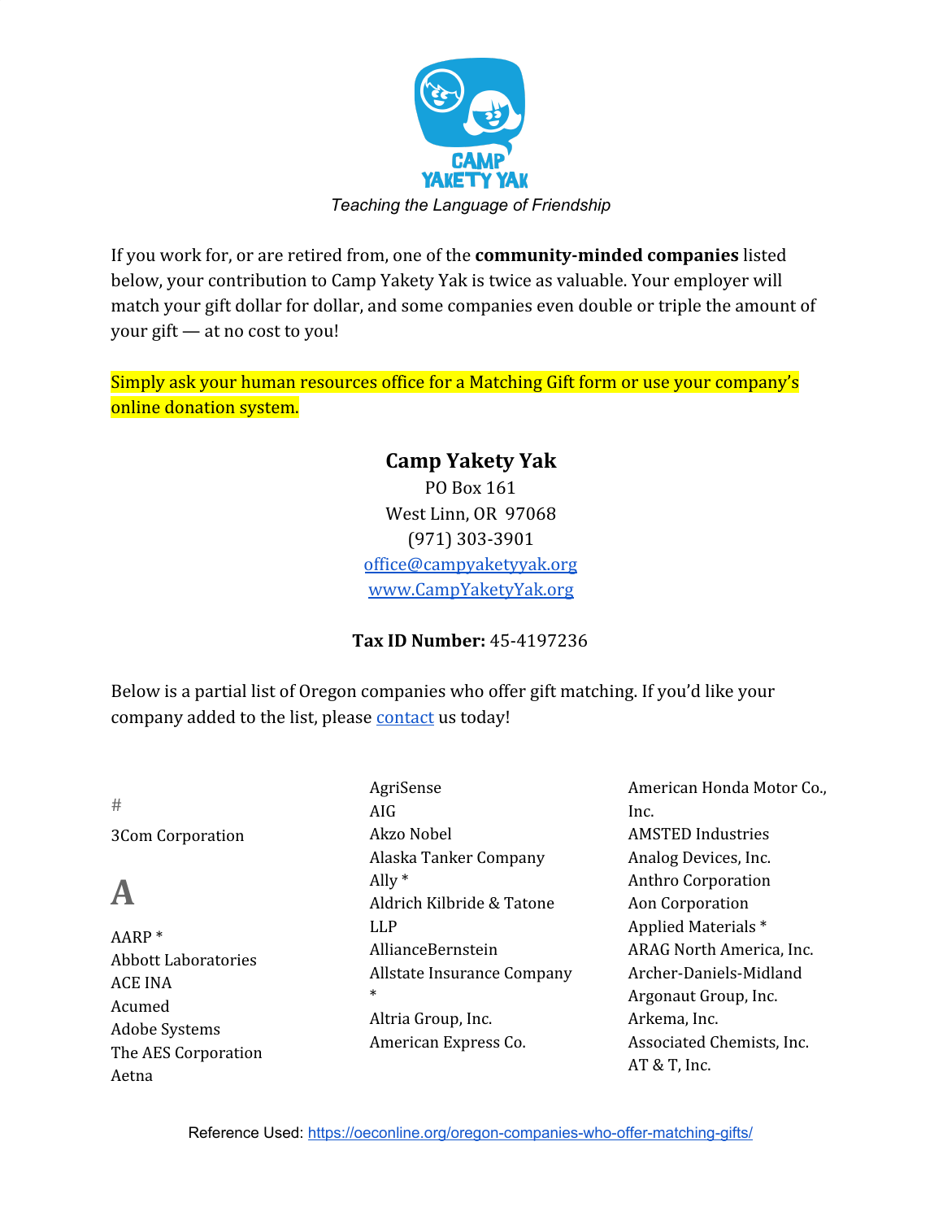Teaching the Language of Friendship

If you work for, or are retired from, one of the **community-minded companies** listed below, your contribution to Camp Yakety Yak is twice as valuable. Your employer will match your gift dollar for dollar, and some companies even double or triple the amount of your gift — at no cost to you!

Simply ask your human resources office for a Matching Gift form or use your company's online donation system.

**Camp Yakety Yak**
PO Box 161
West Linn, OR 97068
(971) 303-3901
[office@campyaketyyak.org](mailto:office@campyaketyyak.org)
[www.CampYaketyYak.org](http://www.CampYaketyYak.org)

**Tax ID Number:** 45-4197236

Below is a partial list of Oregon companies who offer gift matching. If you'd like your company added to the list, please [contact](#) us today!

#

3Com Corporation

# A

AARP *
Abbott Laboratories
ACE INA
Acumed
Adobe Systems
The AES Corporation
Aetna
AgriSense
AIG
Akzo Nobel
Alaska Tanker Company
Ally *
Aldrich Kilbride & Tatone LLP
AllianceBernstein
Allstate Insurance Company *
Altria Group, Inc.
American Express Co.
American Honda Motor Co., Inc.
AMSTED Industries
Analog Devices, Inc.
Anthro Corporation
Aon Corporation
Applied Materials *
ARAG North America, Inc.
Archer-Daniels-Midland
Argonaut Group, Inc.
Arkema, Inc.
Associated Chemists, Inc.
AT & T, Inc.

Reference Used: https://oeconline.org/oregon-companies-who-offer-matching-gifts/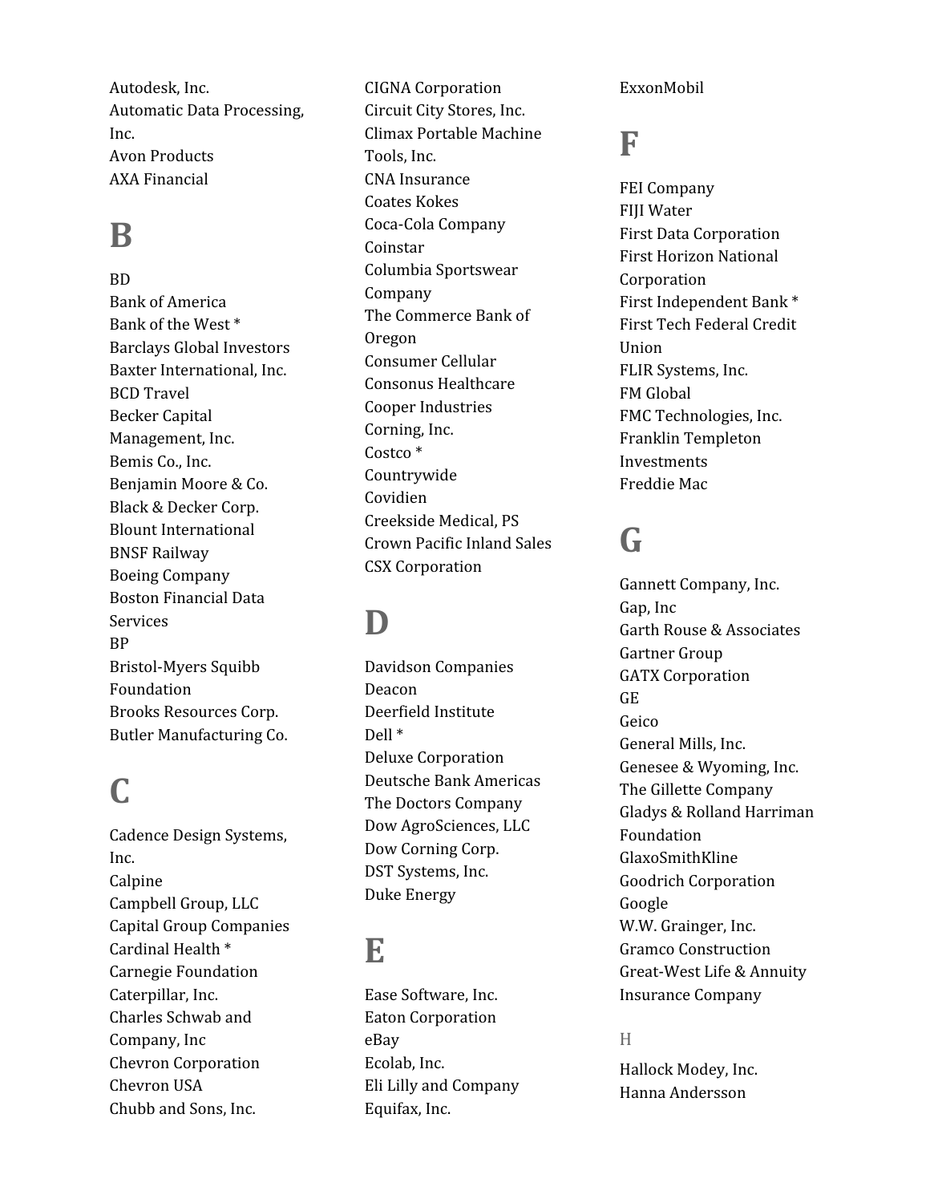Autodesk, Inc.
Automatic Data Processing, Inc.
Avon Products
AXA Financial

# B

BD
Bank of America
Bank of the West *
Barclays Global Investors
Baxter International, Inc.
BCD Travel
Becker Capital Management, Inc.
Bemis Co., Inc.
Benjamin Moore & Co.
Black & Decker Corp.
Blount International
BNSF Railway
Boeing Company
Boston Financial Data Services
BP
Bristol-Myers Squibb Foundation
Brooks Resources Corp.
Butler Manufacturing Co.

# C

Cadence Design Systems, Inc.
Calpine
Campbell Group, LLC
Capital Group Companies
Cardinal Health *
Carnegie Foundation
Caterpillar, Inc.
Charles Schwab and Company, Inc
Chevron Corporation
Chevron USA
Chubb and Sons, Inc.
CIGNA Corporation
Circuit City Stores, Inc.
Climax Portable Machine Tools, Inc.
CNA Insurance
Coates Kokes
Coca-Cola Company
Coinstar
Columbia Sportswear Company
The Commerce Bank of Oregon
Consumer Cellular
Consonus Healthcare
Cooper Industries
Corning, Inc.
Costco *
Countrywide
Covidien
Creekside Medical, PS
Crown Pacific Inland Sales
CSX Corporation

# D

Davidson Companies
Deacon
Deerfield Institute
Dell *
Deluxe Corporation
Deutsche Bank Americas
The Doctors Company
Dow AgroSciences, LLC
Dow Corning Corp.
DST Systems, Inc.
Duke Energy

# E

Ease Software, Inc.
Eaton Corporation
eBay
Ecolab, Inc.
Eli Lilly and Company
Equifax, Inc.
ExxonMobil

# F

FEI Company
FIJI Water
First Data Corporation
First Horizon National Corporation
First Independent Bank *
First Tech Federal Credit Union
FLIR Systems, Inc.
FM Global
FMC Technologies, Inc.
Franklin Templeton Investments
Freddie Mac

# G

Gannett Company, Inc.
Gap, Inc
Garth Rouse & Associates
Gartner Group
GATX Corporation
GE
Geico
General Mills, Inc.
Genesee & Wyoming, Inc.
The Gillette Company
Gladys & Rolland Harriman Foundation
GlaxoSmithKline
Goodrich Corporation
Google
W.W. Grainger, Inc.
Gramco Construction
Great-West Life & Annuity Insurance Company

# H

Hallock Modey, Inc.
Hanna Andersson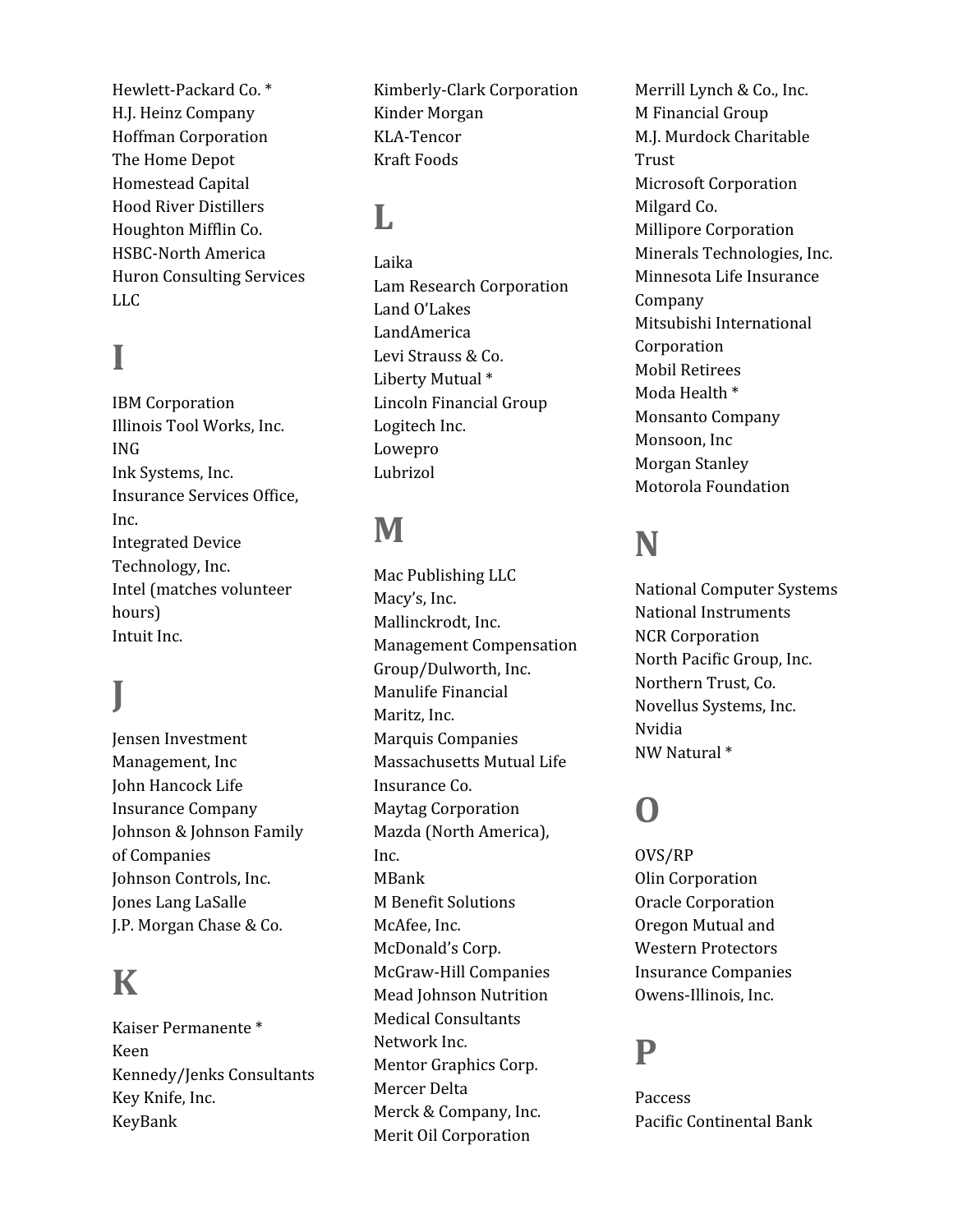Hewlett-Packard Co. *
H.J. Heinz Company
Hoffman Corporation
The Home Depot
Homestead Capital
Hood River Distillers
Houghton Mifflin Co.
HSBC-North America
Huron Consulting Services LLC

# I

IBM Corporation
Illinois Tool Works, Inc.
ING
Ink Systems, Inc.
Insurance Services Office, Inc.
Integrated Device Technology, Inc.
Intel (matches volunteer hours)
Intuit Inc.

# J

Jensen Investment Management, Inc
John Hancock Life Insurance Company
Johnson & Johnson Family of Companies
Johnson Controls, Inc.
Jones Lang LaSalle
J.P. Morgan Chase & Co.

# K

Kaiser Permanente *
Keen
Kennedy/Jenks Consultants
Key Knife, Inc.
KeyBank
Kimberly-Clark Corporation
Kinder Morgan
KLA-Tencor
Kraft Foods

# L

Laika
Lam Research Corporation
Land O'Lakes
LandAmerica
Levi Strauss & Co.
Liberty Mutual *
Lincoln Financial Group
Logitech Inc.
Lowepro
Lubrizol

# M

Mac Publishing LLC
Macy's, Inc.
Mallinckrodt, Inc.
Management Compensation Group/Dulworth, Inc.
Manulife Financial
Maritz, Inc.
Marquis Companies
Massachusetts Mutual Life Insurance Co.
Maytag Corporation
Mazda (North America), Inc.
MBank
M Benefit Solutions
McAfee, Inc.
McDonald's Corp.
McGraw-Hill Companies
Mead Johnson Nutrition
Medical Consultants Network Inc.
Mentor Graphics Corp.
Mercer Delta
Merck & Company, Inc.
Merit Oil Corporation
Merrill Lynch & Co., Inc.
M Financial Group
M.J. Murdock Charitable Trust
Microsoft Corporation
Milgard Co.
Millipore Corporation
Minerals Technologies, Inc.
Minnesota Life Insurance Company
Mitsubishi International Corporation
Mobil Retirees
Moda Health *
Monsanto Company
Monsoon, Inc
Morgan Stanley
Motorola Foundation

# N

National Computer Systems
National Instruments
NCR Corporation
North Pacific Group, Inc.
Northern Trust, Co.
Novellus Systems, Inc.
Nvidia
NW Natural *

# O

OVS/RP
Olin Corporation
Oracle Corporation
Oregon Mutual and Western Protectors Insurance Companies
Owens-Illinois, Inc.

# P

Paccess
Pacific Continental Bank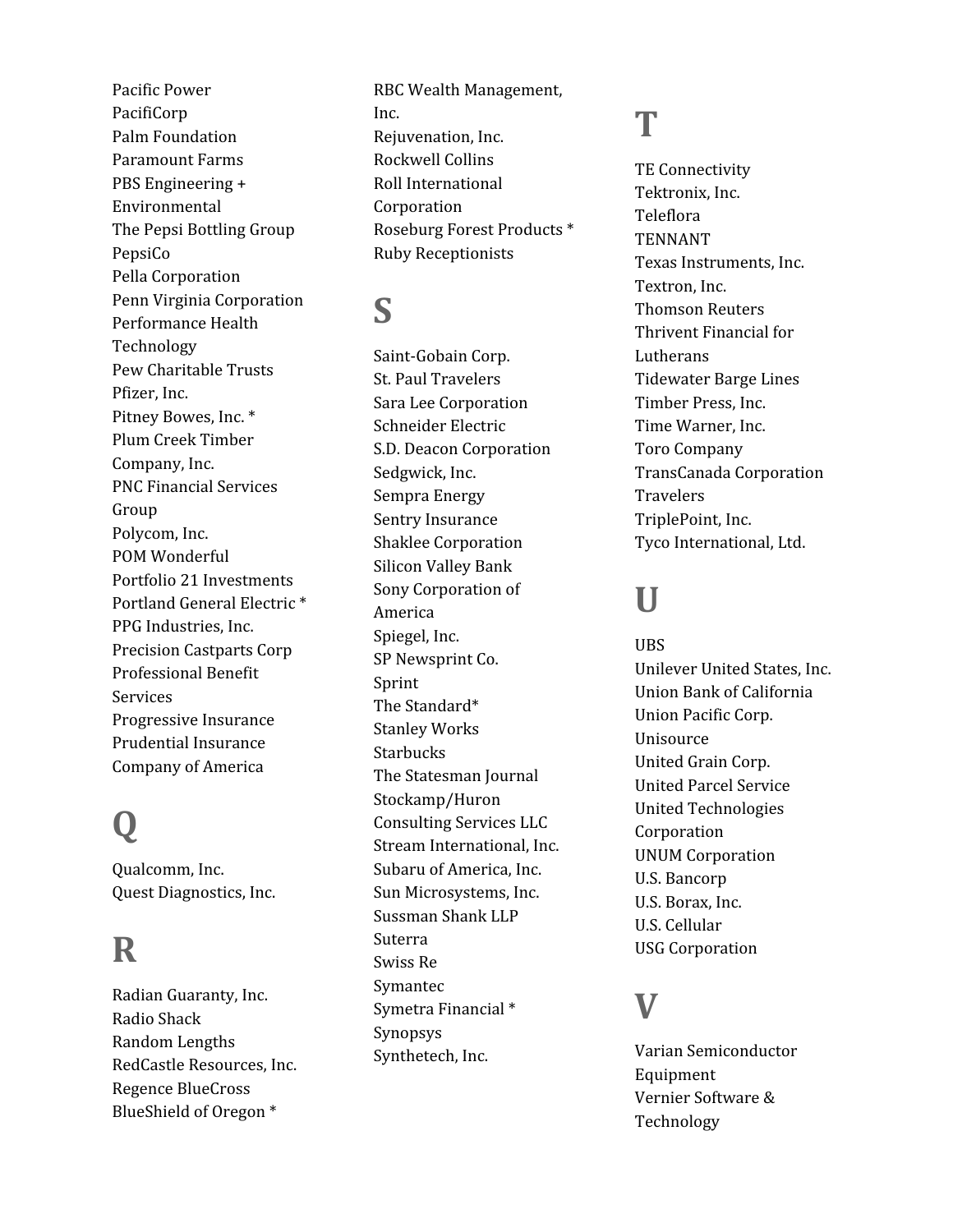Pacific Power
PacifiCorp
Palm Foundation
Paramount Farms
PBS Engineering + Environmental
The Pepsi Bottling Group
PepsiCo
Pella Corporation
Penn Virginia Corporation
Performance Health Technology
Pew Charitable Trusts
Pfizer, Inc.
Pitney Bowes, Inc. *
Plum Creek Timber Company, Inc.
PNC Financial Services Group
Polycom, Inc.
POM Wonderful
Portfolio 21 Investments
Portland General Electric *
PPG Industries, Inc.
Precision Castparts Corp
Professional Benefit Services
Progressive Insurance
Prudential Insurance Company of America

# Q

Qualcomm, Inc.
Quest Diagnostics, Inc.

# R

Radian Guaranty, Inc.
Radio Shack
Random Lengths
RedCastle Resources, Inc.
Regence BlueCross BlueShield of Oregon *
RBC Wealth Management, Inc.
Rejuvenation, Inc.
Rockwell Collins
Roll International Corporation
Roseburg Forest Products *
Ruby Receptionists

# S

Saint-Gobain Corp.
St. Paul Travelers
Sara Lee Corporation
Schneider Electric
S.D. Deacon Corporation
Sedgwick, Inc.
Sempra Energy
Sentry Insurance
Shaklee Corporation
Silicon Valley Bank
Sony Corporation of America
Spiegel, Inc.
SP Newsprint Co.
Sprint
The Standard*
Stanley Works
Starbucks
The Statesman Journal
Stockamp/Huron Consulting Services LLC
Stream International, Inc.
Subaru of America, Inc.
Sun Microsystems, Inc.
Sussman Shank LLP
Suterra
Swiss Re
Symantec
Symetra Financial *
Synopsys
Synthetech, Inc.

# T

TE Connectivity
Tektronix, Inc.
Teleflora
TENNANT
Texas Instruments, Inc.
Textron, Inc.
Thomson Reuters
Thrivent Financial for Lutherans
Tidewater Barge Lines
Timber Press, Inc.
Time Warner, Inc.
Toro Company
TransCanada Corporation
Travelers
TriplePoint, Inc.
Tyco International, Ltd.

# U

UBS
Unilever United States, Inc.
Union Bank of California
Union Pacific Corp.
Unisource
United Grain Corp.
United Parcel Service
United Technologies Corporation
UNUM Corporation
U.S. Bancorp
U.S. Borax, Inc.
U.S. Cellular
USG Corporation

# V

Varian Semiconductor Equipment
Vernier Software & Technology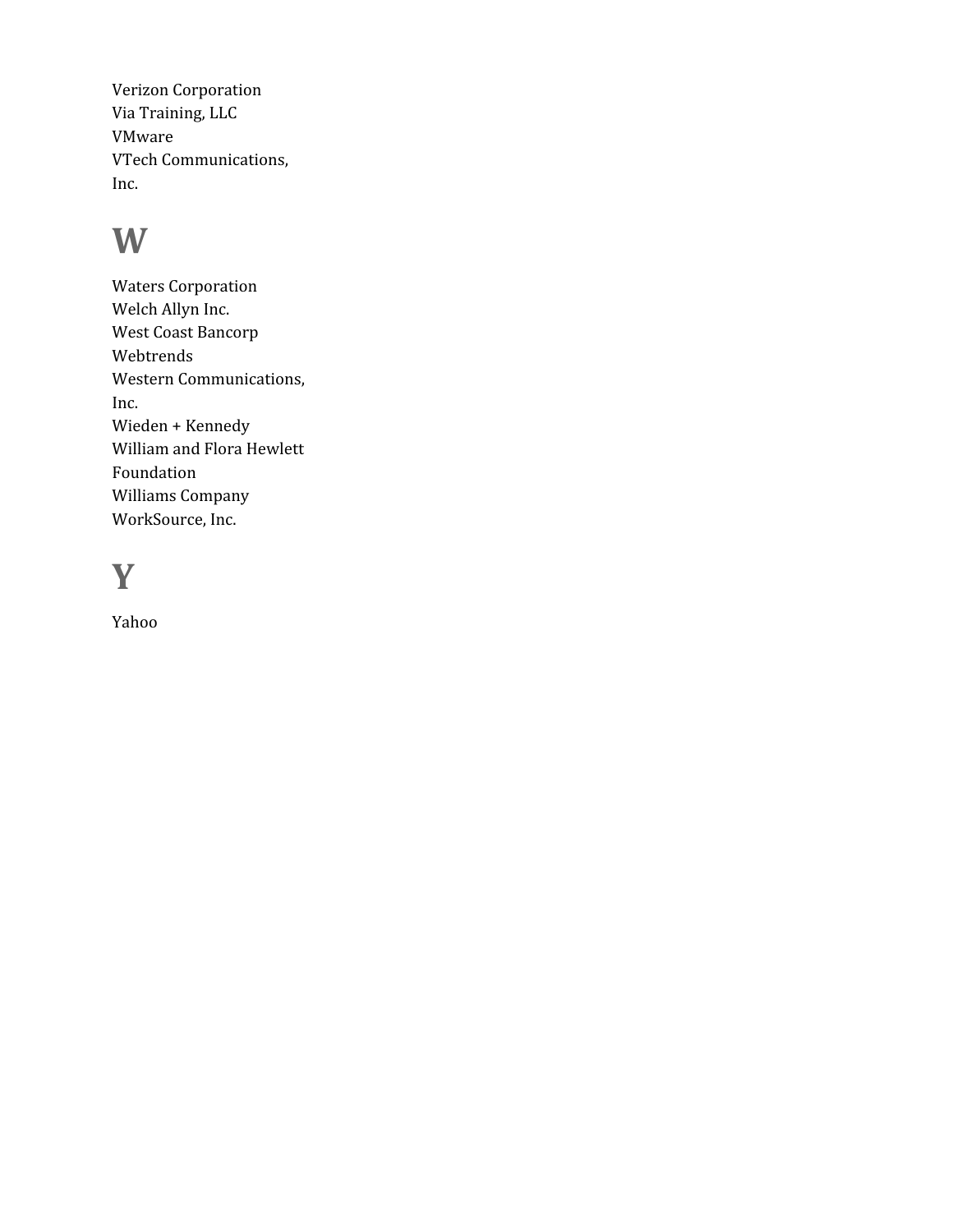Verizon Corporation
Via Training, LLC
VMware
VTech Communications, Inc.

# W

Waters Corporation
Welch Allyn Inc.
West Coast Bancorp
Webtrends
Western Communications, Inc.
Wieden + Kennedy
William and Flora Hewlett Foundation
Williams Company
WorkSource, Inc.

# Y

Yahoo